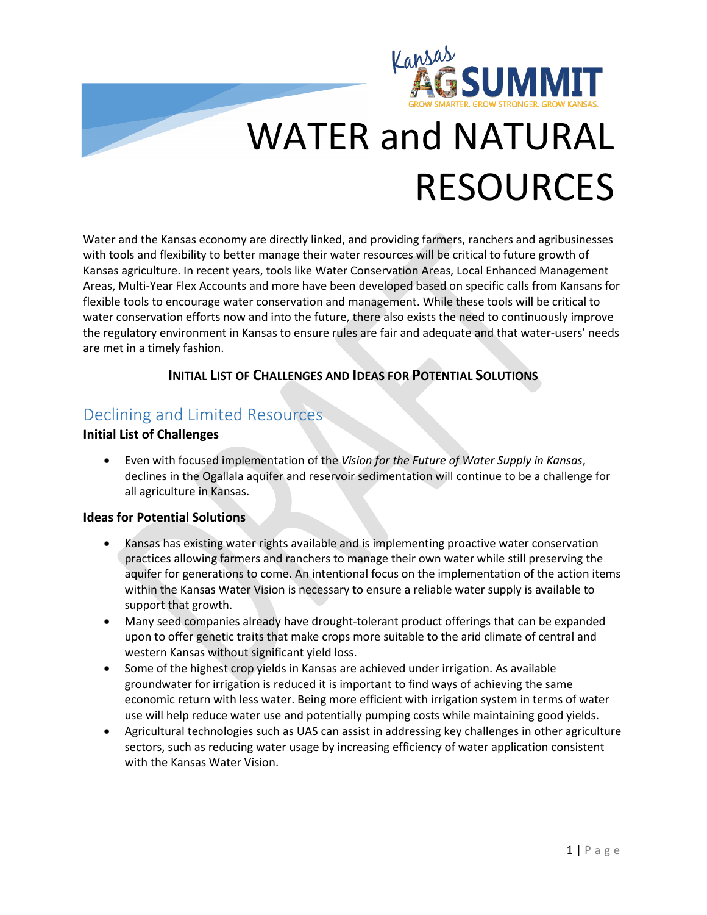Kansas AG SUMMIT

GROW SMARTER. GROW STRONGER. GROW KANSAS.

# WATER and NATURAL RESOURCES

Water and the Kansas economy are directly linked, and providing farmers, ranchers and agribusinesses with tools and flexibility to better manage their water resources will be critical to future growth of Kansas agriculture. In recent years, tools like Water Conservation Areas, Local Enhanced Management Areas, Multi-Year Flex Accounts and more have been developed based on specific calls from Kansans for flexible tools to encourage water conservation and management. While these tools will be critical to water conservation efforts now and into the future, there also exists the need to continuously improve the regulatory environment in Kansas to ensure rules are fair and adequate and that water-users' needs are met in a timely fashion.

**INITIAL LIST OF CHALLENGES AND IDEAS FOR POTENTIAL SOLUTIONS**

## Declining and Limited Resources

**Initial List of Challenges**

- Even with focused implementation of the *Vision for the Future of Water Supply in Kansas*, declines in the Ogallala aquifer and reservoir sedimentation will continue to be a challenge for all agriculture in Kansas.

**Ideas for Potential Solutions**

- Kansas has existing water rights available and is implementing proactive water conservation practices allowing farmers and ranchers to manage their own water while still preserving the aquifer for generations to come. An intentional focus on the implementation of the action items within the Kansas Water Vision is necessary to ensure a reliable water supply is available to support that growth.
- Many seed companies already have drought-tolerant product offerings that can be expanded upon to offer genetic traits that make crops more suitable to the arid climate of central and western Kansas without significant yield loss.
- Some of the highest crop yields in Kansas are achieved under irrigation. As available groundwater for irrigation is reduced it is important to find ways of achieving the same economic return with less water. Being more efficient with irrigation system in terms of water use will help reduce water use and potentially pumping costs while maintaining good yields.
- Agricultural technologies such as UAS can assist in addressing key challenges in other agriculture sectors, such as reducing water usage by increasing efficiency of water application consistent with the Kansas Water Vision.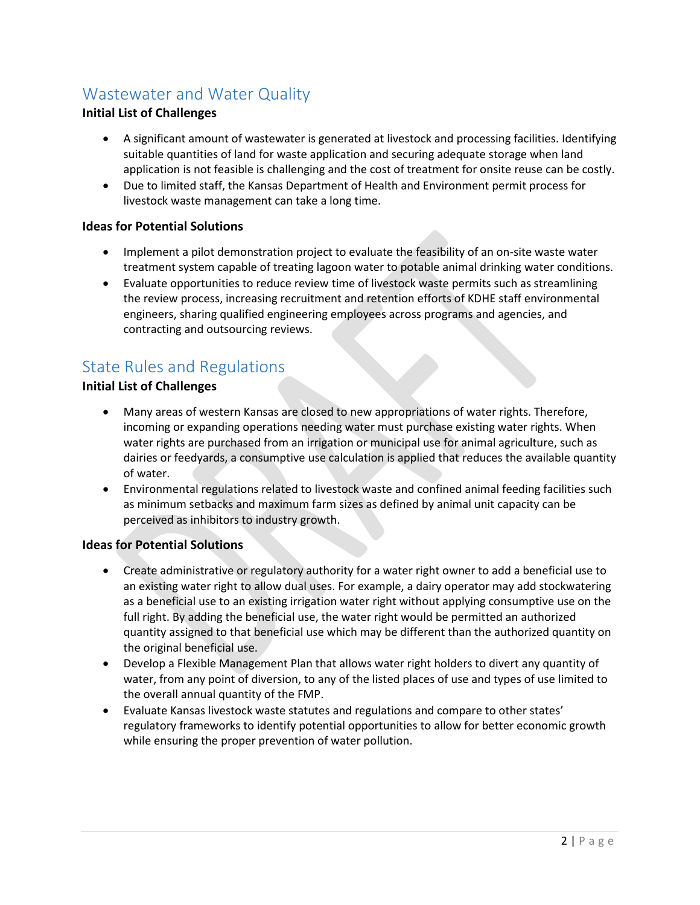## Wastewater and Water Quality

**Initial List of Challenges**

- A significant amount of wastewater is generated at livestock and processing facilities. Identifying suitable quantities of land for waste application and securing adequate storage when land application is not feasible is challenging and the cost of treatment for onsite reuse can be costly.
- Due to limited staff, the Kansas Department of Health and Environment permit process for livestock waste management can take a long time.

**Ideas for Potential Solutions**

- Implement a pilot demonstration project to evaluate the feasibility of an on-site waste water treatment system capable of treating lagoon water to potable animal drinking water conditions.
- Evaluate opportunities to reduce review time of livestock waste permits such as streamlining the review process, increasing recruitment and retention efforts of KDHE staff environmental engineers, sharing qualified engineering employees across programs and agencies, and contracting and outsourcing reviews.

## State Rules and Regulations

**Initial List of Challenges**

- Many areas of western Kansas are closed to new appropriations of water rights. Therefore, incoming or expanding operations needing water must purchase existing water rights. When water rights are purchased from an irrigation or municipal use for animal agriculture, such as dairies or feedyards, a consumptive use calculation is applied that reduces the available quantity of water.
- Environmental regulations related to livestock waste and confined animal feeding facilities such as minimum setbacks and maximum farm sizes as defined by animal unit capacity can be perceived as inhibitors to industry growth.

**Ideas for Potential Solutions**

- Create administrative or regulatory authority for a water right owner to add a beneficial use to an existing water right to allow dual uses. For example, a dairy operator may add stockwatering as a beneficial use to an existing irrigation water right without applying consumptive use on the full right. By adding the beneficial use, the water right would be permitted an authorized quantity assigned to that beneficial use which may be different than the authorized quantity on the original beneficial use.
- Develop a Flexible Management Plan that allows water right holders to divert any quantity of water, from any point of diversion, to any of the listed places of use and types of use limited to the overall annual quantity of the FMP.
- Evaluate Kansas livestock waste statutes and regulations and compare to other states' regulatory frameworks to identify potential opportunities to allow for better economic growth while ensuring the proper prevention of water pollution.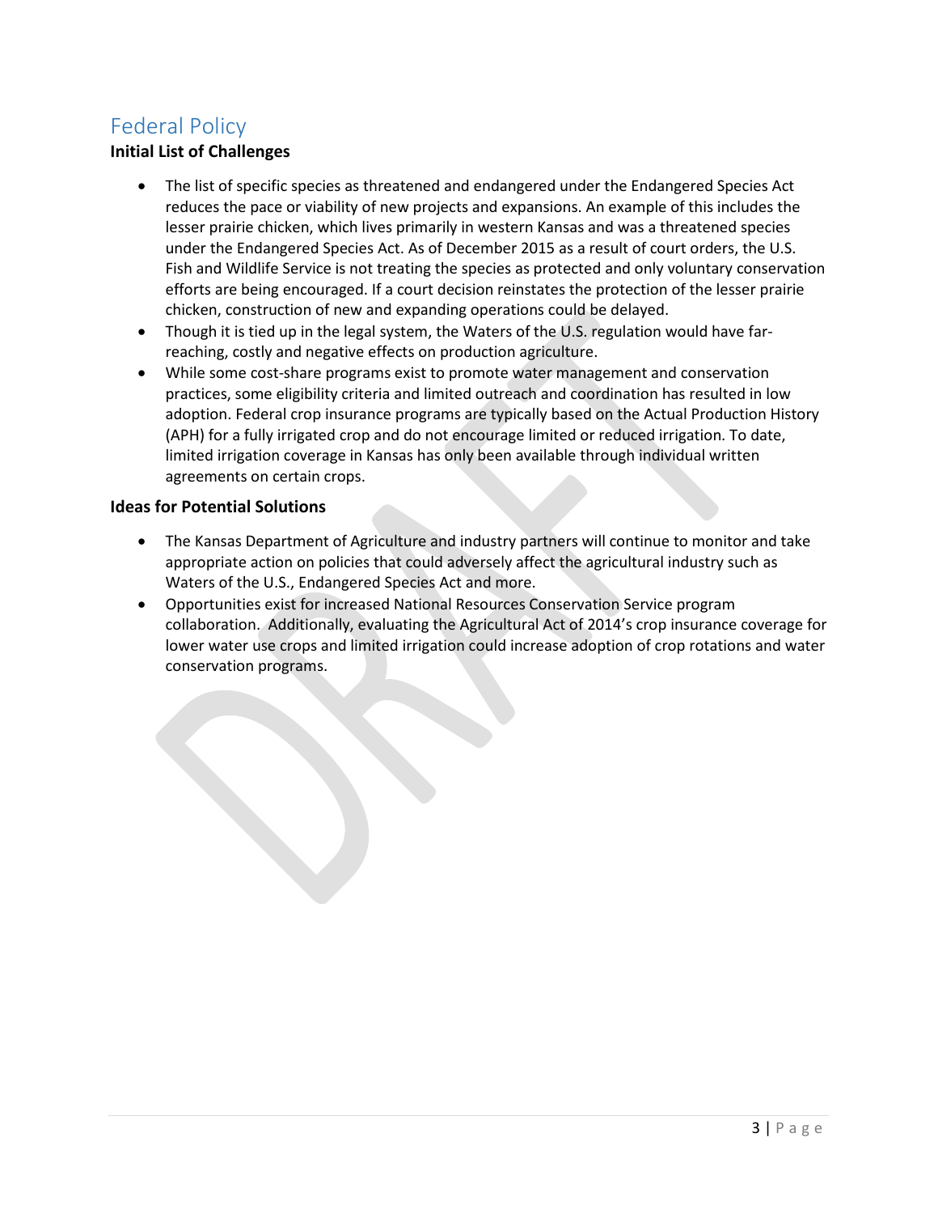## Federal Policy

**Initial List of Challenges**

- The list of specific species as threatened and endangered under the Endangered Species Act reduces the pace or viability of new projects and expansions. An example of this includes the lesser prairie chicken, which lives primarily in western Kansas and was a threatened species under the Endangered Species Act. As of December 2015 as a result of court orders, the U.S. Fish and Wildlife Service is not treating the species as protected and only voluntary conservation efforts are being encouraged. If a court decision reinstates the protection of the lesser prairie chicken, construction of new and expanding operations could be delayed.
- Though it is tied up in the legal system, the Waters of the U.S. regulation would have far-reaching, costly and negative effects on production agriculture.
- While some cost-share programs exist to promote water management and conservation practices, some eligibility criteria and limited outreach and coordination has resulted in low adoption. Federal crop insurance programs are typically based on the Actual Production History (APH) for a fully irrigated crop and do not encourage limited or reduced irrigation. To date, limited irrigation coverage in Kansas has only been available through individual written agreements on certain crops.

**Ideas for Potential Solutions**

- The Kansas Department of Agriculture and industry partners will continue to monitor and take appropriate action on policies that could adversely affect the agricultural industry such as Waters of the U.S., Endangered Species Act and more.
- Opportunities exist for increased National Resources Conservation Service program collaboration. Additionally, evaluating the Agricultural Act of 2014's crop insurance coverage for lower water use crops and limited irrigation could increase adoption of crop rotations and water conservation programs.